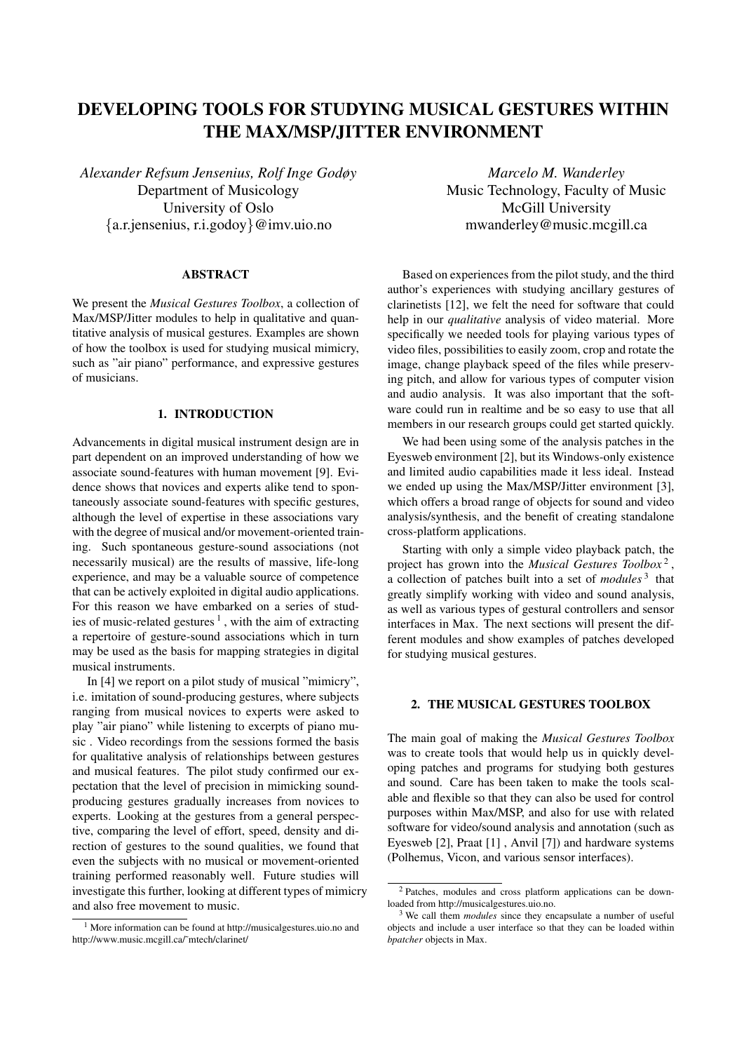# DEVELOPING TOOLS FOR STUDYING MUSICAL GESTURES WITHIN THE MAX/MSP/JITTER ENVIRONMENT

*Alexander Refsum Jensenius, Rolf Inge Godøy*
Department of Musicology
University of Oslo
{a.r.jensenius, r.i.godoy}@imv.uio.no

*Marcelo M. Wanderley*
Music Technology, Faculty of Music
McGill University
mwanderley@music.mcgill.ca

## ABSTRACT

We present the *Musical Gestures Toolbox*, a collection of Max/MSP/Jitter modules to help in qualitative and quantitative analysis of musical gestures. Examples are shown of how the toolbox is used for studying musical mimicry, such as "air piano" performance, and expressive gestures of musicians.

## 1. INTRODUCTION

Advancements in digital musical instrument design are in part dependent on an improved understanding of how we associate sound-features with human movement [9]. Evidence shows that novices and experts alike tend to spontaneously associate sound-features with specific gestures, although the level of expertise in these associations vary with the degree of musical and/or movement-oriented training. Such spontaneous gesture-sound associations (not necessarily musical) are the results of massive, life-long experience, and may be a valuable source of competence that can be actively exploited in digital audio applications. For this reason we have embarked on a series of studies of music-related gestures [1], with the aim of extracting a repertoire of gesture-sound associations which in turn may be used as the basis for mapping strategies in digital musical instruments.

In [4] we report on a pilot study of musical "mimicry", i.e. imitation of sound-producing gestures, where subjects ranging from musical novices to experts were asked to play "air piano" while listening to excerpts of piano music . Video recordings from the sessions formed the basis for qualitative analysis of relationships between gestures and musical features. The pilot study confirmed our expectation that the level of precision in mimicking sound-producing gestures gradually increases from novices to experts. Looking at the gestures from a general perspective, comparing the level of effort, speed, density and direction of gestures to the sound qualities, we found that even the subjects with no musical or movement-oriented training performed reasonably well. Future studies will investigate this further, looking at different types of mimicry and also free movement to music.

Based on experiences from the pilot study, and the third author's experiences with studying ancillary gestures of clarinetists [12], we felt the need for software that could help in our *qualitative* analysis of video material. More specifically we needed tools for playing various types of video files, possibilities to easily zoom, crop and rotate the image, change playback speed of the files while preserving pitch, and allow for various types of computer vision and audio analysis. It was also important that the software could run in realtime and be so easy to use that all members in our research groups could get started quickly.

We had been using some of the analysis patches in the Eyesweb environment [2], but its Windows-only existence and limited audio capabilities made it less ideal. Instead we ended up using the Max/MSP/Jitter environment [3], which offers a broad range of objects for sound and video analysis/synthesis, and the benefit of creating standalone cross-platform applications.

Starting with only a simple video playback patch, the project has grown into the *Musical Gestures Toolbox* [2], a collection of patches built into a set of *modules* [3] that greatly simplify working with video and sound analysis, as well as various types of gestural controllers and sensor interfaces in Max. The next sections will present the different modules and show examples of patches developed for studying musical gestures.

## 2. THE MUSICAL GESTURES TOOLBOX

The main goal of making the *Musical Gestures Toolbox* was to create tools that would help us in quickly developing patches and programs for studying both gestures and sound. Care has been taken to make the tools scalable and flexible so that they can also be used for control purposes within Max/MSP, and also for use with related software for video/sound analysis and annotation (such as Eyesweb [2], Praat [1] , Anvil [7]) and hardware systems (Polhemus, Vicon, and various sensor interfaces).

[1] More information can be found at http://musicalgestures.uio.no and http://www.music.mcgill.ca/˜mtech/clarinet/

[2] Patches, modules and cross platform applications can be downloaded from http://musicalgestures.uio.no.

[3] We call them *modules* since they encapsulate a number of useful objects and include a user interface so that they can be loaded within *bpatcher* objects in Max.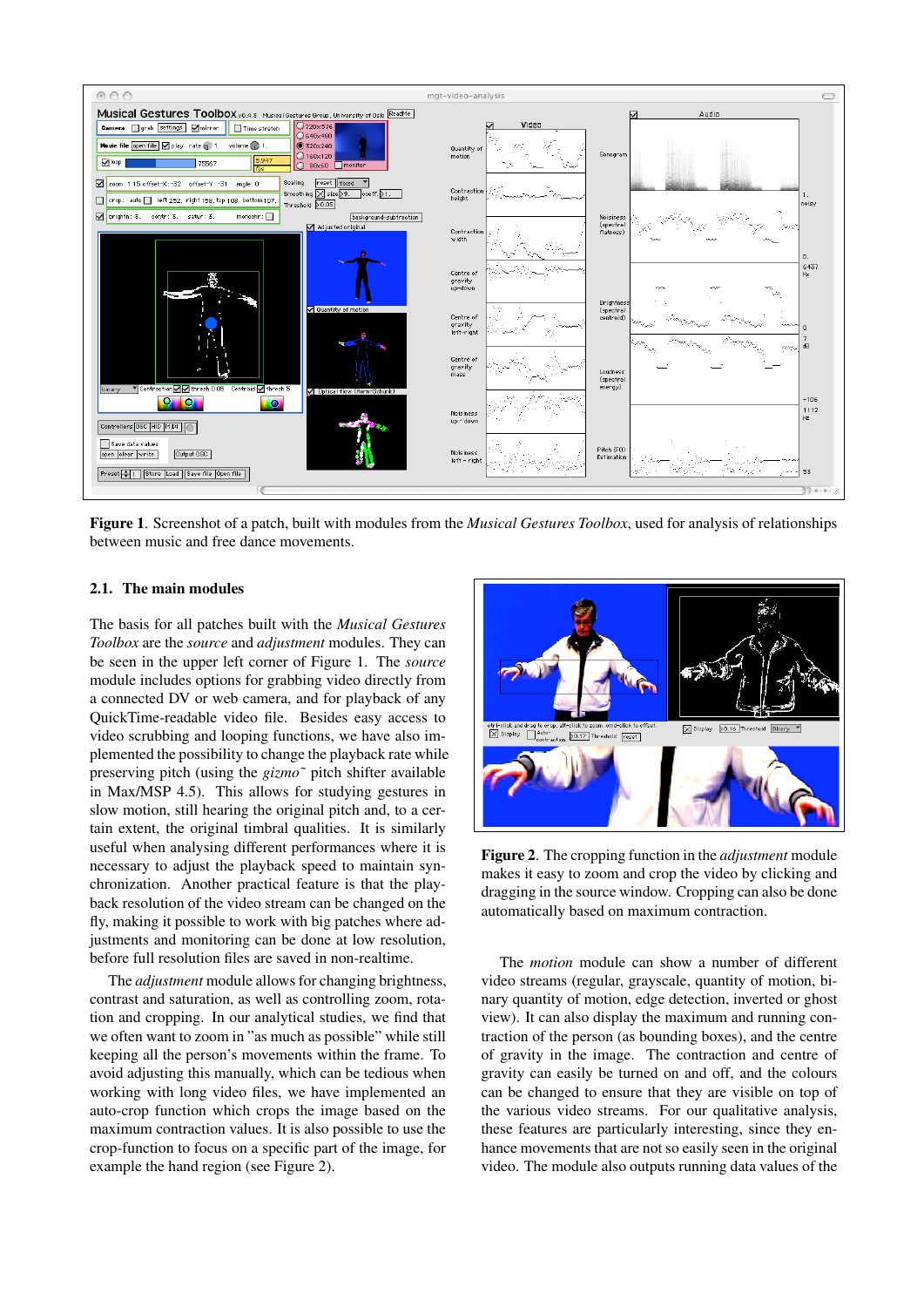**Figure 1**. Screenshot of a patch, built with modules from the *Musical Gestures Toolbox*, used for analysis of relationships between music and free dance movements.

### 2.1. The main modules

The basis for all patches built with the *Musical Gestures Toolbox* are the *source* and *adjustment* modules. They can be seen in the upper left corner of Figure 1. The *source* module includes options for grabbing video directly from a connected DV or web camera, and for playback of any QuickTime-readable video file. Besides easy access to video scrubbing and looping functions, we have also implemented the possibility to change the playback rate while preserving pitch (using the *gizmo~* pitch shifter available in Max/MSP 4.5). This allows for studying gestures in slow motion, still hearing the original pitch and, to a certain extent, the original timbral qualities. It is similarly useful when analysing different performances where it is necessary to adjust the playback speed to maintain synchronization. Another practical feature is that the playback resolution of the video stream can be changed on the fly, making it possible to work with big patches where adjustments and monitoring can be done at low resolution, before full resolution files are saved in non-realtime.

The *adjustment* module allows for changing brightness, contrast and saturation, as well as controlling zoom, rotation and cropping. In our analytical studies, we find that we often want to zoom in "as much as possible" while still keeping all the person's movements within the frame. To avoid adjusting this manually, which can be tedious when working with long video files, we have implemented an auto-crop function which crops the image based on the maximum contraction values. It is also possible to use the crop-function to focus on a specific part of the image, for example the hand region (see Figure 2).

**Figure 2**. The cropping function in the *adjustment* module makes it easy to zoom and crop the video by clicking and dragging in the source window. Cropping can also be done automatically based on maximum contraction.

The *motion* module can show a number of different video streams (regular, grayscale, quantity of motion, binary quantity of motion, edge detection, inverted or ghost view). It can also display the maximum and running contraction of the person (as bounding boxes), and the centre of gravity in the image. The contraction and centre of gravity can easily be turned on and off, and the colours can be changed to ensure that they are visible on top of the various video streams. For our qualitative analysis, these features are particularly interesting, since they enhance movements that are not so easily seen in the original video. The module also outputs running data values of the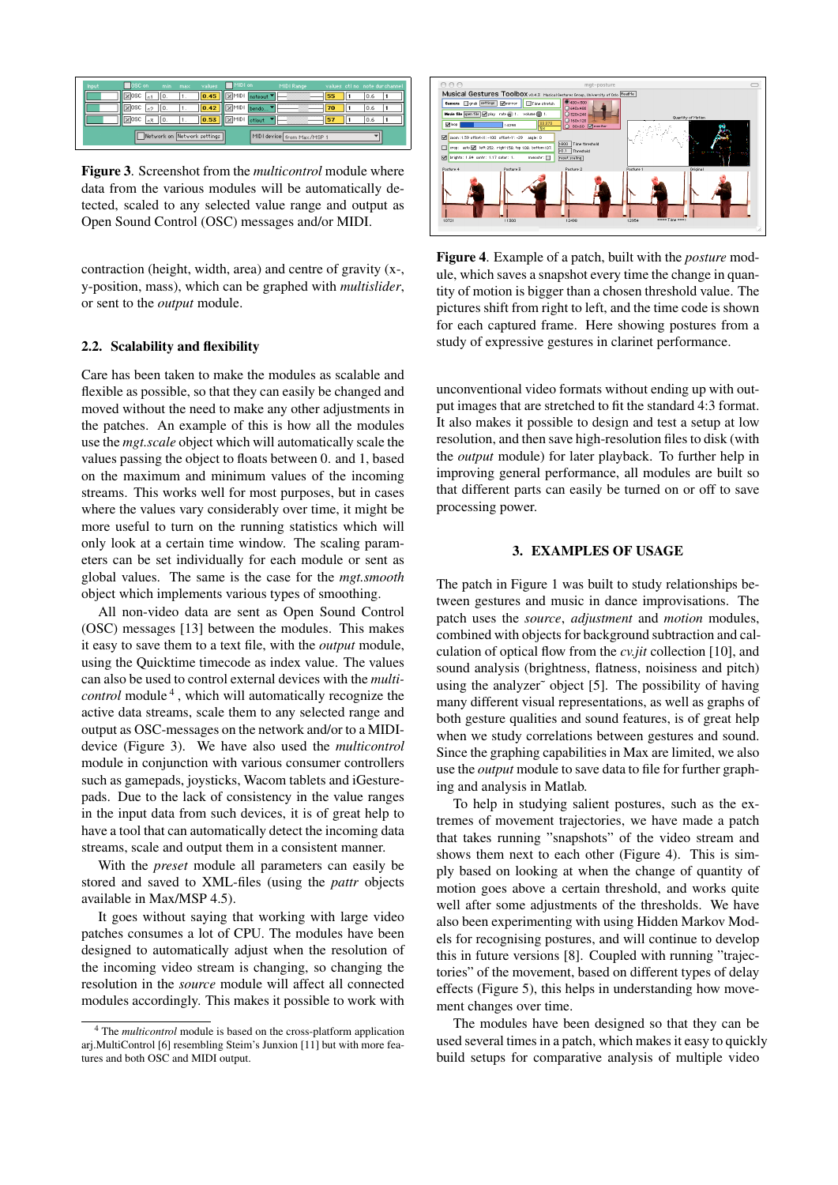Figure 3. Screenshot from the *multicontrol* module where data from the various modules will be automatically detected, scaled to any selected value range and output as Open Sound Control (OSC) messages and/or MIDI.

contraction (height, width, area) and centre of gravity (x-, y-position, mass), which can be graphed with *multislider*, or sent to the *output* module.

### 2.2. Scalability and flexibility

Care has been taken to make the modules as scalable and flexible as possible, so that they can easily be changed and moved without the need to make any other adjustments in the patches. An example of this is how all the modules use the *mgt.scale* object which will automatically scale the values passing the object to floats between 0. and 1, based on the maximum and minimum values of the incoming streams. This works well for most purposes, but in cases where the values vary considerably over time, it might be more useful to turn on the running statistics which will only look at a certain time window. The scaling parameters can be set individually for each module or sent as global values. The same is the case for the *mgt.smooth* object which implements various types of smoothing.

All non-video data are sent as Open Sound Control (OSC) messages [13] between the modules. This makes it easy to save them to a text file, with the *output* module, using the Quicktime timecode as index value. The values can also be used to control external devices with the *multicontrol* module [4] , which will automatically recognize the active data streams, scale them to any selected range and output as OSC-messages on the network and/or to a MIDI-device (Figure 3). We have also used the *multicontrol* module in conjunction with various consumer controllers such as gamepads, joysticks, Wacom tablets and iGesture-pads. Due to the lack of consistency in the value ranges in the input data from such devices, it is of great help to have a tool that can automatically detect the incoming data streams, scale and output them in a consistent manner.

With the *preset* module all parameters can easily be stored and saved to XML-files (using the *pattr* objects available in Max/MSP 4.5).

It goes without saying that working with large video patches consumes a lot of CPU. The modules have been designed to automatically adjust when the resolution of the incoming video stream is changing, so changing the resolution in the *source* module will affect all connected modules accordingly. This makes it possible to work with unconventional video formats without ending up with output images that are stretched to fit the standard 4:3 format. It also makes it possible to design and test a setup at low resolution, and then save high-resolution files to disk (with the *output* module) for later playback. To further help in improving general performance, all modules are built so that different parts can easily be turned on or off to save processing power.

[4] The *multicontrol* module is based on the cross-platform application arj.MultiControl [6] resembling Steim's Junxion [11] but with more features and both OSC and MIDI output.

Figure 4. Example of a patch, built with the *posture* module, which saves a snapshot every time the change in quantity of motion is bigger than a chosen threshold value. The pictures shift from right to left, and the time code is shown for each captured frame. Here showing postures from a study of expressive gestures in clarinet performance.

## 3. EXAMPLES OF USAGE

The patch in Figure 1 was built to study relationships between gestures and music in dance improvisations. The patch uses the *source*, *adjustment* and *motion* modules, combined with objects for background subtraction and calculation of optical flow from the *cv.jit* collection [10], and sound analysis (brightness, flatness, noiseness and pitch) using the analyzer~ object [5]. The possibility of having many different visual representations, as well as graphs of both gesture qualities and sound features, is of great help when we study correlations between gestures and sound. Since the graphing capabilities in Max are limited, we also use the *output* module to save data to file for further graphing and analysis in Matlab.

To help in studying salient postures, such as the extremes of movement trajectories, we have made a patch that takes running "snapshots" of the video stream and shows them next to each other (Figure 4). This is simply based on looking at when the change of quantity of motion goes above a certain threshold, and works quite well after some adjustments of the thresholds. We have also been experimenting with using Hidden Markov Models for recognising postures, and will continue to develop this in future versions [8]. Coupled with running "trajectories" of the movement, based on different types of delay effects (Figure 5), this helps in understanding how movement changes over time.

The modules have been designed so that they can be used several times in a patch, which makes it easy to quickly build setups for comparative analysis of multiple video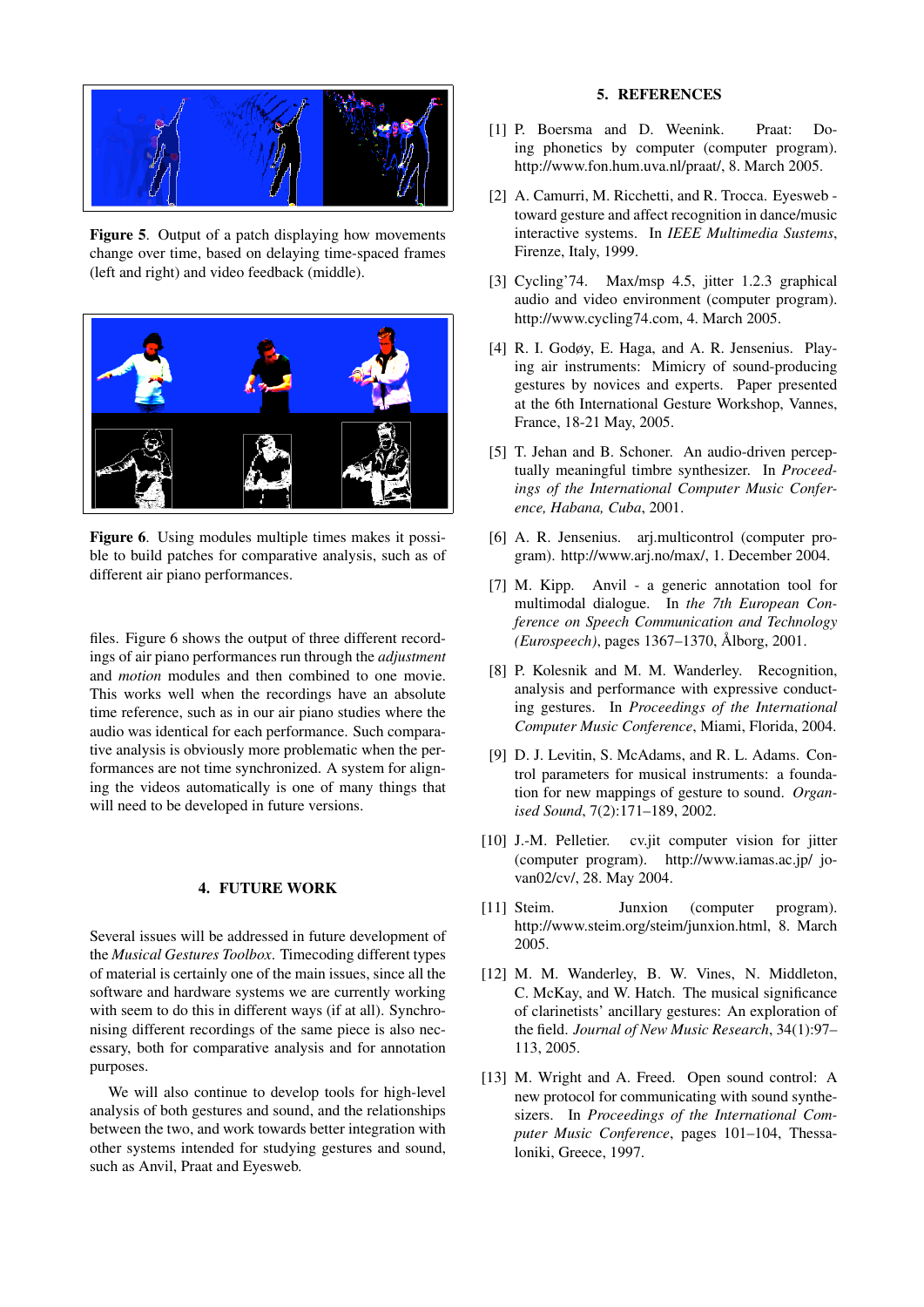**Figure 5**. Output of a patch displaying how movements change over time, based on delaying time-spaced frames (left and right) and video feedback (middle).

**Figure 6**. Using modules multiple times makes it possible to build patches for comparative analysis, such as of different air piano performances.

files. Figure 6 shows the output of three different recordings of air piano performances run through the *adjustment* and *motion* modules and then combined to one movie. This works well when the recordings have an absolute time reference, such as in our air piano studies where the audio was identical for each performance. Such comparative analysis is obviously more problematic when the performances are not time synchronized. A system for aligning the videos automatically is one of many things that will need to be developed in future versions.

## 4. FUTURE WORK

Several issues will be addressed in future development of the *Musical Gestures Toolbox*. Timecoding different types of material is certainly one of the main issues, since all the software and hardware systems we are currently working with seem to do this in different ways (if at all). Synchronising different recordings of the same piece is also necessary, both for comparative analysis and for annotation purposes.

We will also continue to develop tools for high-level analysis of both gestures and sound, and the relationships between the two, and work towards better integration with other systems intended for studying gestures and sound, such as Anvil, Praat and Eyesweb.

## 5. REFERENCES

[1] P. Boersma and D. Weenink. Praat: Doing phonetics by computer (computer program). http://www.fon.hum.uva.nl/praat/, 8. March 2005.

[2] A. Camurri, M. Ricchetti, and R. Trocca. Eyesweb - toward gesture and affect recognition in dance/music interactive systems. In *IEEE Multimedia Sustems*, Firenze, Italy, 1999.

[3] Cycling'74. Max/msp 4.5, jitter 1.2.3 graphical audio and video environment (computer program). http://www.cycling74.com, 4. March 2005.

[4] R. I. Godøy, E. Haga, and A. R. Jensenius. Playing air instruments: Mimicry of sound-producing gestures by novices and experts. Paper presented at the 6th International Gesture Workshop, Vannes, France, 18-21 May, 2005.

[5] T. Jehan and B. Schoner. An audio-driven perceptually meaningful timbre synthesizer. In *Proceedings of the International Computer Music Conference, Habana, Cuba*, 2001.

[6] A. R. Jensenius. arj.multicontrol (computer program). http://www.arj.no/max/, 1. December 2004.

[7] M. Kipp. Anvil - a generic annotation tool for multimodal dialogue. In *the 7th European Conference on Speech Communication and Technology (Eurospeech)*, pages 1367–1370, Ålborg, 2001.

[8] P. Kolesnik and M. M. Wanderley. Recognition, analysis and performance with expressive conducting gestures. In *Proceedings of the International Computer Music Conference*, Miami, Florida, 2004.

[9] D. J. Levitin, S. McAdams, and R. L. Adams. Control parameters for musical instruments: a foundation for new mappings of gesture to sound. *Organised Sound*, 7(2):171–189, 2002.

[10] J.-M. Pelletier. cv.jit computer vision for jitter (computer program). http://www.iamas.ac.jp/ jovan02/cv/, 28. May 2004.

[11] Steim. Junxion (computer program). http://www.steim.org/steim/junxion.html, 8. March 2005.

[12] M. M. Wanderley, B. W. Vines, N. Middleton, C. McKay, and W. Hatch. The musical significance of clarinetists' ancillary gestures: An exploration of the field. *Journal of New Music Research*, 34(1):97–113, 2005.

[13] M. Wright and A. Freed. Open sound control: A new protocol for communicating with sound synthesizers. In *Proceedings of the International Computer Music Conference*, pages 101–104, Thessaloniki, Greece, 1997.